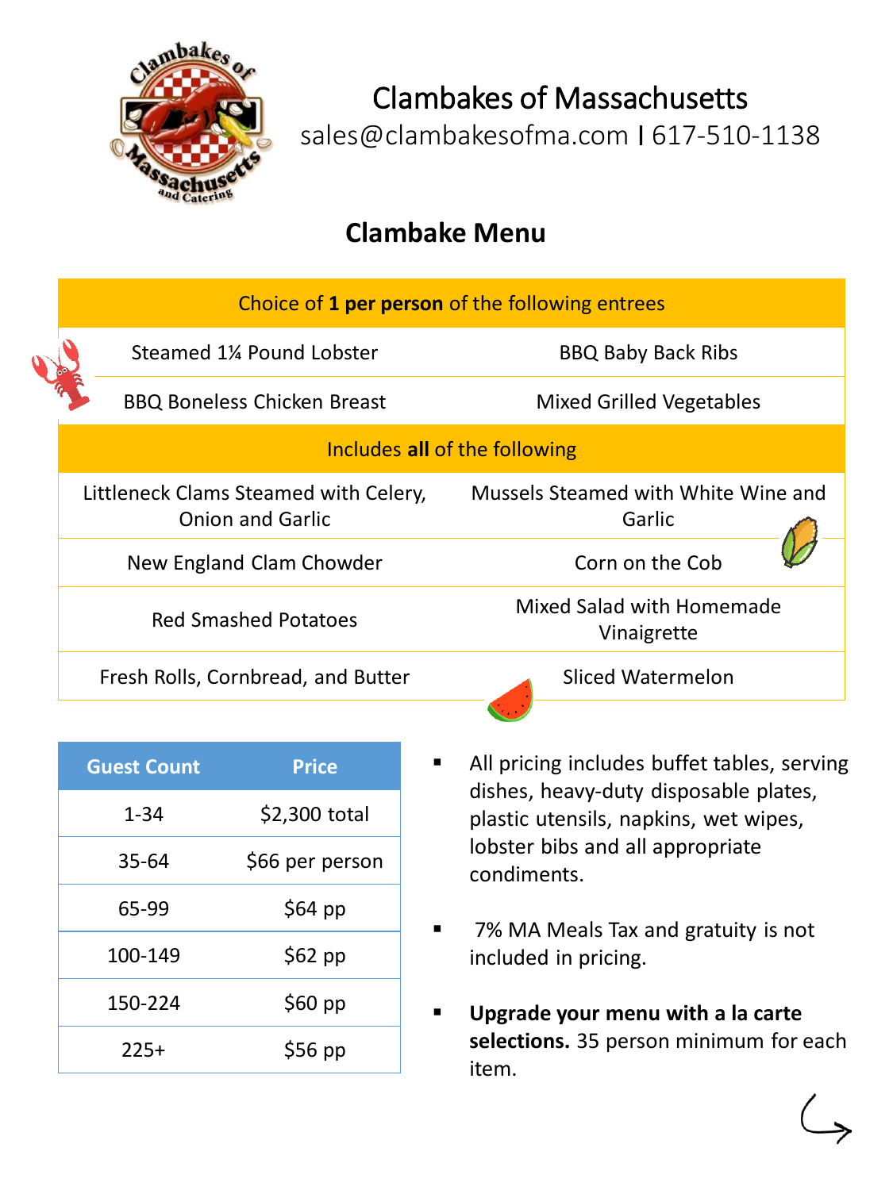# Clambakes of Massachusetts

sales@clambakesofma.com | 617-510-1138

## Clambake Menu

| Choice of **1 per person** of the following entrees | |
|---|---|
| Steamed 1¼ Pound Lobster | BBQ Baby Back Ribs |
| BBQ Boneless Chicken Breast | Mixed Grilled Vegetables |
| **Includes all of the following** | |
| Littleneck Clams Steamed with Celery, Onion and Garlic | Mussels Steamed with White Wine and Garlic |
| New England Clam Chowder | Corn on the Cob |
| Red Smashed Potatoes | Mixed Salad with Homemade Vinaigrette |
| Fresh Rolls, Cornbread, and Butter | Sliced Watermelon |

| Guest Count | Price |
|---|---|
| 1-34 | $2,300 total |
| 35-64 | $66 per person |
| 65-99 | $64 pp |
| 100-149 | $62 pp |
| 150-224 | $60 pp |
| 225+ | $56 pp |

- All pricing includes buffet tables, serving dishes, heavy-duty disposable plates, plastic utensils, napkins, wet wipes, lobster bibs and all appropriate condiments.
- 7% MA Meals Tax and gratuity is not included in pricing.
- **Upgrade your menu with a la carte selections.** 35 person minimum for each item.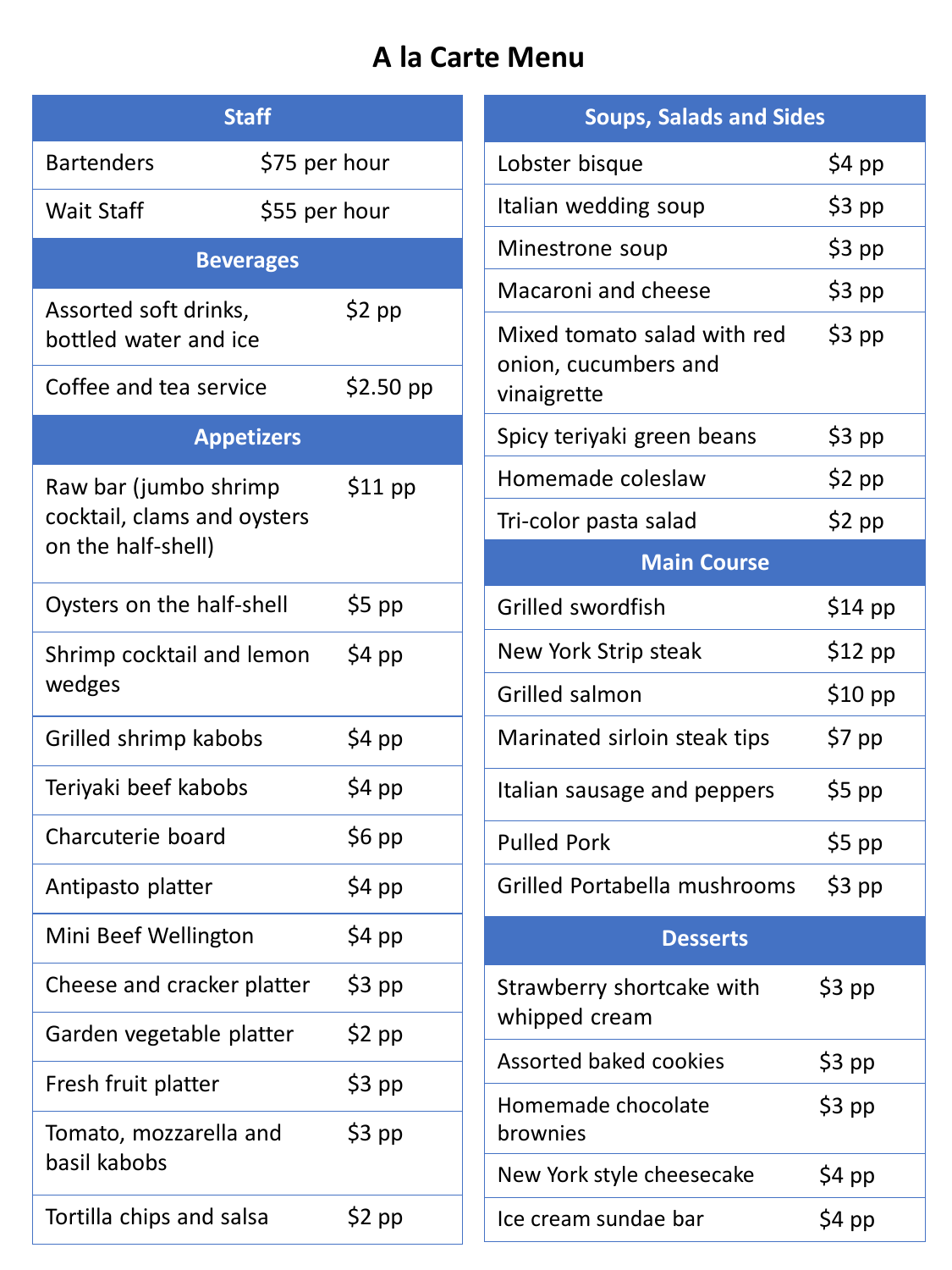# A la Carte Menu

| Staff | |
|---|---|
| Bartenders | $75 per hour |
| Wait Staff | $55 per hour |

| Beverages | |
|---|---|
| Assorted soft drinks, bottled water and ice | $2 pp |
| Coffee and tea service | $2.50 pp |

| Appetizers | |
|---|---|
| Raw bar (jumbo shrimp cocktail, clams and oysters on the half-shell) | $11 pp |
| Oysters on the half-shell | $5 pp |
| Shrimp cocktail and lemon wedges | $4 pp |
| Grilled shrimp kabobs | $4 pp |
| Teriyaki beef kabobs | $4 pp |
| Charcuterie board | $6 pp |
| Antipasto platter | $4 pp |
| Mini Beef Wellington | $4 pp |
| Cheese and cracker platter | $3 pp |
| Garden vegetable platter | $2 pp |
| Fresh fruit platter | $3 pp |
| Tomato, mozzarella and basil kabobs | $3 pp |
| Tortilla chips and salsa | $2 pp |

| Soups, Salads and Sides | |
|---|---|
| Lobster bisque | $4 pp |
| Italian wedding soup | $3 pp |
| Minestrone soup | $3 pp |
| Macaroni and cheese | $3 pp |
| Mixed tomato salad with red onion, cucumbers and vinaigrette | $3 pp |
| Spicy teriyaki green beans | $3 pp |
| Homemade coleslaw | $2 pp |
| Tri-color pasta salad | $2 pp |

| Main Course | |
|---|---|
| Grilled swordfish | $14 pp |
| New York Strip steak | $12 pp |
| Grilled salmon | $10 pp |
| Marinated sirloin steak tips | $7 pp |
| Italian sausage and peppers | $5 pp |
| Pulled Pork | $5 pp |
| Grilled Portabella mushrooms | $3 pp |

| Desserts | |
|---|---|
| Strawberry shortcake with whipped cream | $3 pp |
| Assorted baked cookies | $3 pp |
| Homemade chocolate brownies | $3 pp |
| New York style cheesecake | $4 pp |
| Ice cream sundae bar | $4 pp |